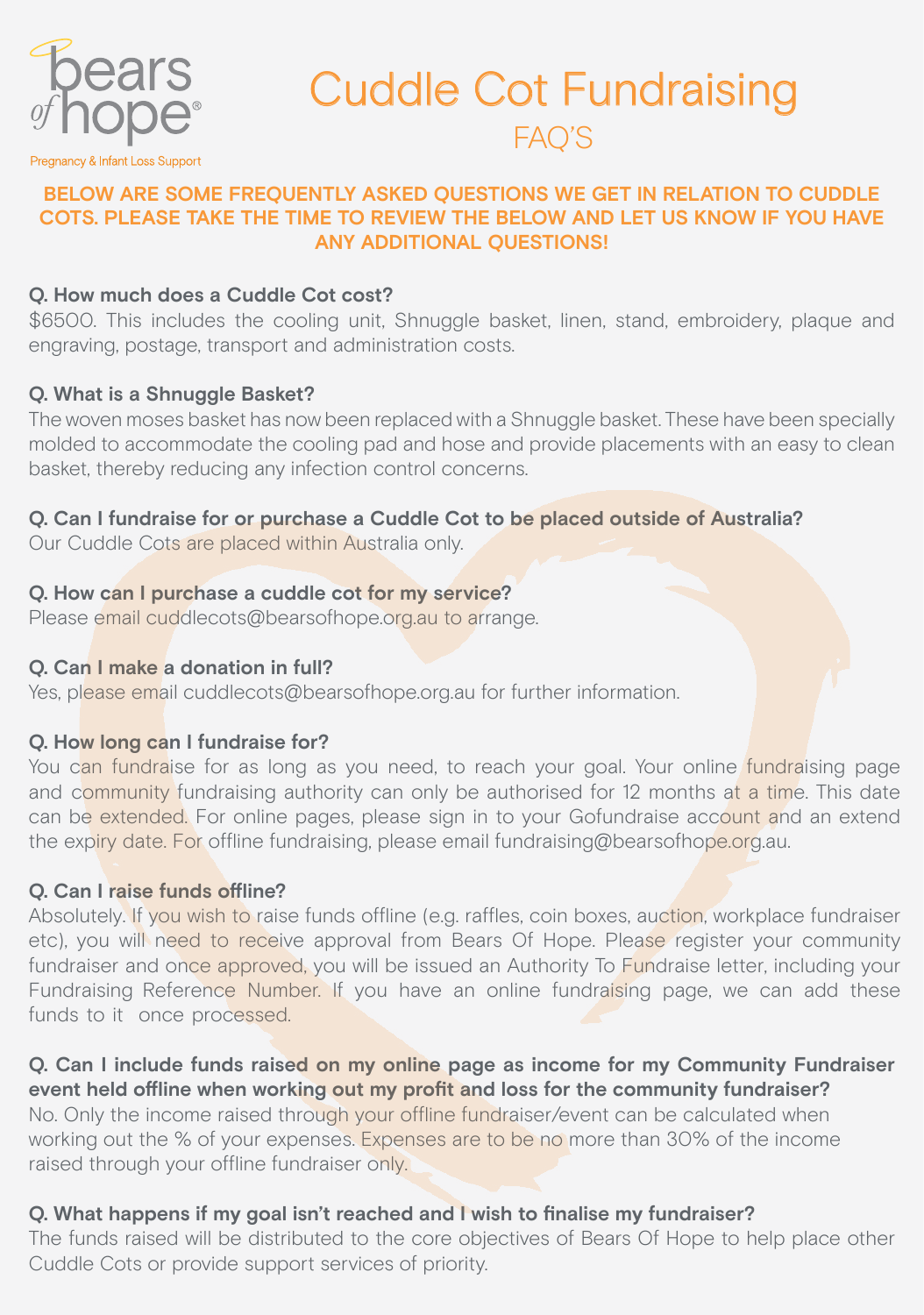bears of hope®

Pregnancy & Infant Loss Support

# Cuddle Cot Fundraising

## FAQ'S

**BELOW ARE SOME FREQUENTLY ASKED QUESTIONS WE GET IN RELATION TO CUDDLE COTS. PLEASE TAKE THE TIME TO REVIEW THE BELOW AND LET US KNOW IF YOU HAVE ANY ADDITIONAL QUESTIONS!**

**Q. How much does a Cuddle Cot cost?**

$6500. This includes the cooling unit, Shnuggle basket, linen, stand, embroidery, plaque and engraving, postage, transport and administration costs.

**Q. What is a Shnuggle Basket?**

The woven moses basket has now been replaced with a Shnuggle basket. These have been specially molded to accommodate the cooling pad and hose and provide placements with an easy to clean basket, thereby reducing any infection control concerns.

**Q. Can I fundraise for or purchase a Cuddle Cot to be placed outside of Australia?**

Our Cuddle Cots are placed within Australia only.

**Q. How can I purchase a cuddle cot for my service?**

Please email cuddlecots@bearsofhope.org.au to arrange.

**Q. Can I make a donation in full?**

Yes, please email cuddlecots@bearsofhope.org.au for further information.

**Q. How long can I fundraise for?**

You can fundraise for as long as you need, to reach your goal. Your online fundraising page and community fundraising authority can only be authorised for 12 months at a time. This date can be extended. For online pages, please sign in to your Gofundraise account and an extend the expiry date. For offline fundraising, please email fundraising@bearsofhope.org.au.

**Q. Can I raise funds offline?**

Absolutely. If you wish to raise funds offline (e.g. raffles, coin boxes, auction, workplace fundraiser etc), you will need to receive approval from Bears Of Hope. Please register your community fundraiser and once approved, you will be issued an Authority To Fundraise letter, including your Fundraising Reference Number. If you have an online fundraising page, we can add these funds to it once processed.

**Q. Can I include funds raised on my online page as income for my Community Fundraiser event held offline when working out my profit and loss for the community fundraiser?**

No. Only the income raised through your offline fundraiser/event can be calculated when working out the % of your expenses. Expenses are to be no more than 30% of the income raised through your offline fundraiser only.

**Q. What happens if my goal isn't reached and I wish to finalise my fundraiser?**

The funds raised will be distributed to the core objectives of Bears Of Hope to help place other Cuddle Cots or provide support services of priority.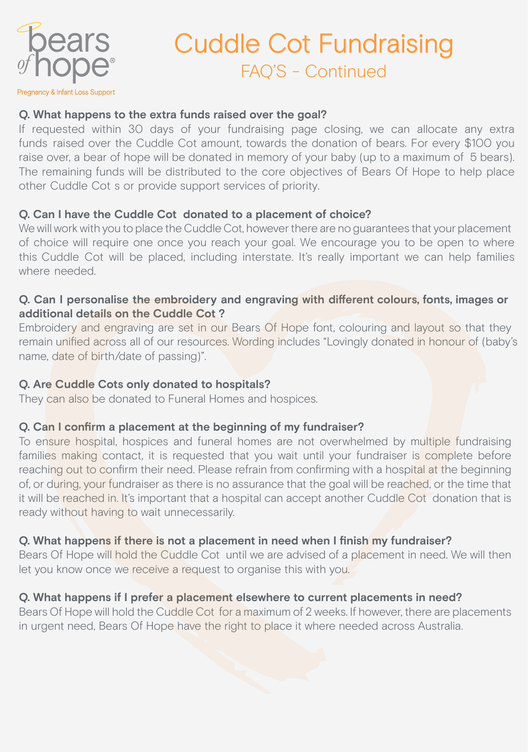bears of hope®

Pregnancy & Infant Loss Support

# Cuddle Cot Fundraising

## FAQ'S - Continued

**Q. What happens to the extra funds raised over the goal?**

If requested within 30 days of your fundraising page closing, we can allocate any extra funds raised over the Cuddle Cot amount, towards the donation of bears. For every $100 you raise over, a bear of hope will be donated in memory of your baby (up to a maximum of 5 bears). The remaining funds will be distributed to the core objectives of Bears Of Hope to help place other Cuddle Cot s or provide support services of priority.

**Q. Can I have the Cuddle Cot donated to a placement of choice?**

We will work with you to place the Cuddle Cot, however there are no guarantees that your placement of choice will require one once you reach your goal. We encourage you to be open to where this Cuddle Cot will be placed, including interstate. It's really important we can help families where needed.

**Q. Can I personalise the embroidery and engraving with different colours, fonts, images or additional details on the Cuddle Cot ?**

Embroidery and engraving are set in our Bears Of Hope font, colouring and layout so that they remain unified across all of our resources. Wording includes "Lovingly donated in honour of (baby's name, date of birth/date of passing)".

**Q. Are Cuddle Cots only donated to hospitals?**

They can also be donated to Funeral Homes and hospices.

**Q. Can I confirm a placement at the beginning of my fundraiser?**

To ensure hospital, hospices and funeral homes are not overwhelmed by multiple fundraising families making contact, it is requested that you wait until your fundraiser is complete before reaching out to confirm their need. Please refrain from confirming with a hospital at the beginning of, or during, your fundraiser as there is no assurance that the goal will be reached, or the time that it will be reached in. It's important that a hospital can accept another Cuddle Cot donation that is ready without having to wait unnecessarily.

**Q. What happens if there is not a placement in need when I finish my fundraiser?**

Bears Of Hope will hold the Cuddle Cot until we are advised of a placement in need. We will then let you know once we receive a request to organise this with you.

**Q. What happens if I prefer a placement elsewhere to current placements in need?**

Bears Of Hope will hold the Cuddle Cot for a maximum of 2 weeks. If however, there are placements in urgent need, Bears Of Hope have the right to place it where needed across Australia.